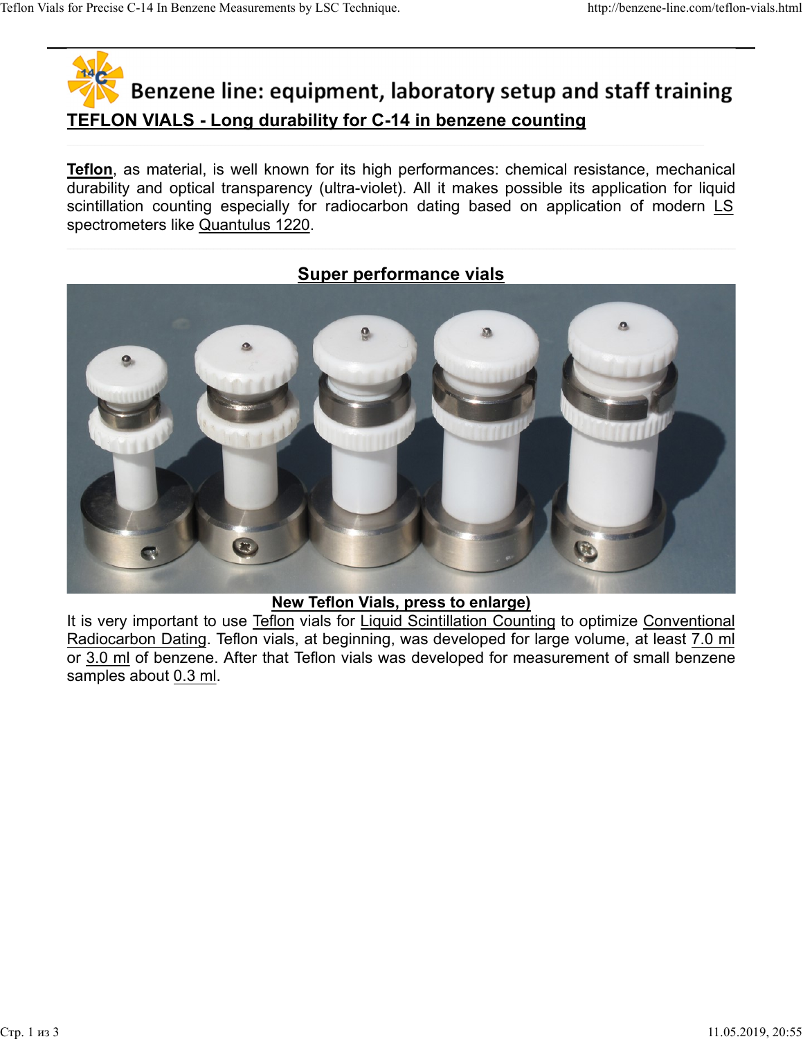# Benzene line: equipment, laboratory setup and staff training

## TEFLON VIALS - Long durability for C-14 in benzene counting

**Teflon**, as material, is well known for its high performances: chemical resistance, mechanical durability and optical transparency (ultra-violet). All it makes possible its application for liquid scintillation counting especially for radiocarbon dating based on application of modern LS spectrometers like Quantulus 1220.

### Super performance vials

**New Teflon Vials, press to enlarge)**

It is very important to use Teflon vials for Liquid Scintillation Counting to optimize Conventional Radiocarbon Dating. Teflon vials, at beginning, was developed for large volume, at least 7.0 ml or 3.0 ml of benzene. After that Teflon vials was developed for measurement of small benzene samples about 0.3 ml.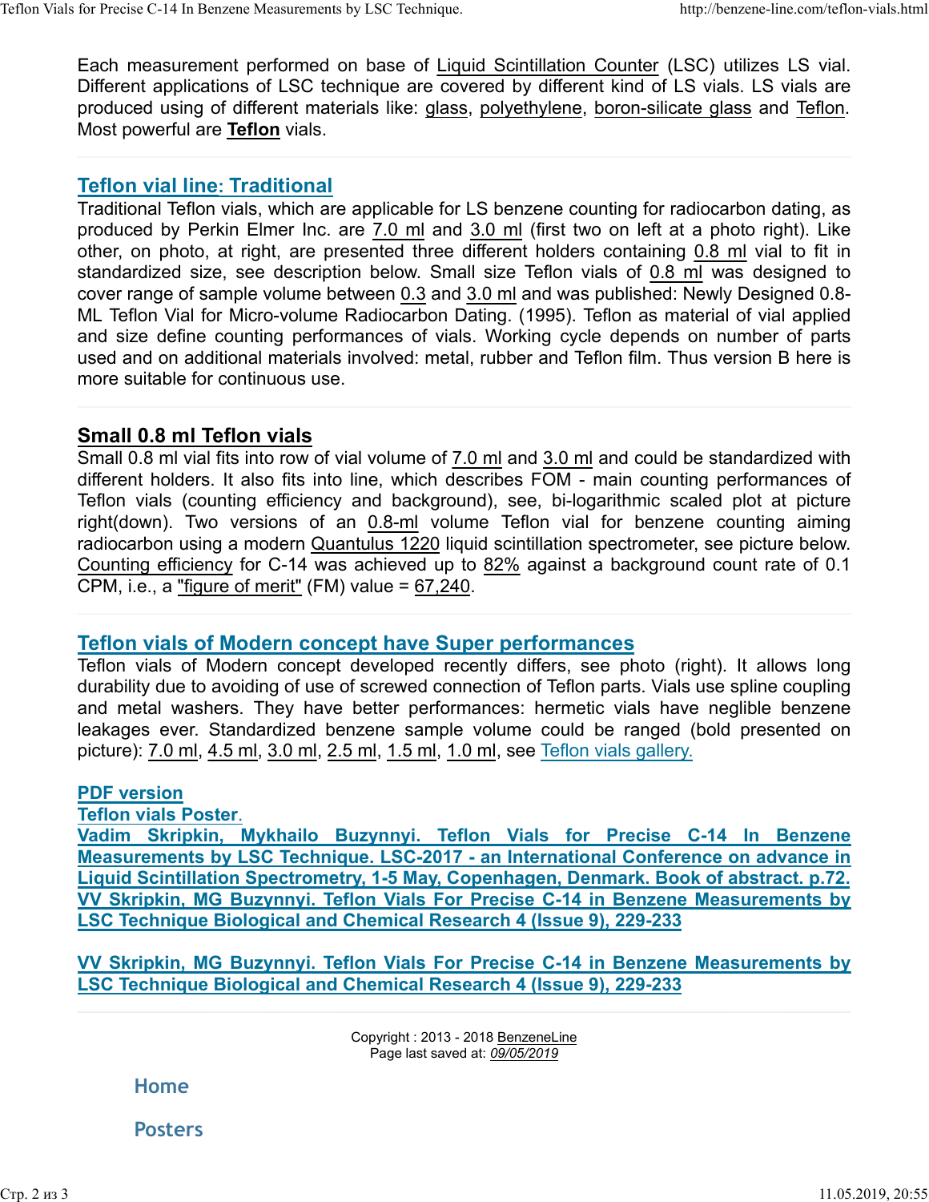Each measurement performed on base of Liquid Scintillation Counter (LSC) utilizes LS vial. Different applications of LSC technique are covered by different kind of LS vials. LS vials are produced using of different materials like: glass, polyethylene, boron-silicate glass and Teflon. Most powerful are **Teflon** vials.

## Teflon vial line: Traditional

Traditional Teflon vials, which are applicable for LS benzene counting for radiocarbon dating, as produced by Perkin Elmer Inc. are 7.0 ml and 3.0 ml (first two on left at a photo right). Like other, on photo, at right, are presented three different holders containing 0.8 ml vial to fit in standardized size, see description below. Small size Teflon vials of 0.8 ml was designed to cover range of sample volume between 0.3 and 3.0 ml and was published: Newly Designed 0.8-ML Teflon Vial for Micro-volume Radiocarbon Dating. (1995). Teflon as material of vial applied and size define counting performances of vials. Working cycle depends on number of parts used and on additional materials involved: metal, rubber and Teflon film. Thus version B here is more suitable for continuous use.

## Small 0.8 ml Teflon vials

Small 0.8 ml vial fits into row of vial volume of 7.0 ml and 3.0 ml and could be standardized with different holders. It also fits into line, which describes FOM - main counting performances of Teflon vials (counting efficiency and background), see, bi-logarithmic scaled plot at picture right(down). Two versions of an 0.8-ml volume Teflon vial for benzene counting aiming radiocarbon using a modern Quantulus 1220 liquid scintillation spectrometer, see picture below. Counting efficiency for C-14 was achieved up to 82% against a background count rate of 0.1 CPM, i.e., a "figure of merit" (FM) value = 67,240.

## Teflon vials of Modern concept have Super performances

Teflon vials of Modern concept developed recently differs, see photo (right). It allows long durability due to avoiding of use of screwed connection of Teflon parts. Vials use spline coupling and metal washers. They have better performances: hermetic vials have neglible benzene leakages ever. Standardized benzene sample volume could be ranged (bold presented on picture): 7.0 ml, 4.5 ml, 3.0 ml, 2.5 ml, 1.5 ml, 1.0 ml, see Teflon vials gallery.

**PDF version**

**Teflon vials Poster.**

**Vadim Skripkin, Mykhailo Buzynnyi. Teflon Vials for Precise C-14 In Benzene Measurements by LSC Technique. LSC-2017 - an International Conference on advance in Liquid Scintillation Spectrometry, 1-5 May, Copenhagen, Denmark. Book of abstract. p.72.**

**VV Skripkin, MG Buzynnyi. Teflon Vials For Precise C-14 in Benzene Measurements by LSC Technique Biological and Chemical Research 4 (Issue 9), 229-233**

**VV Skripkin, MG Buzynnyi. Teflon Vials For Precise C-14 in Benzene Measurements by LSC Technique Biological and Chemical Research 4 (Issue 9), 229-233**

Copyright : 2013 - 2018 BenzeneLine

Page last saved at: *09/05/2019*

Home

Posters